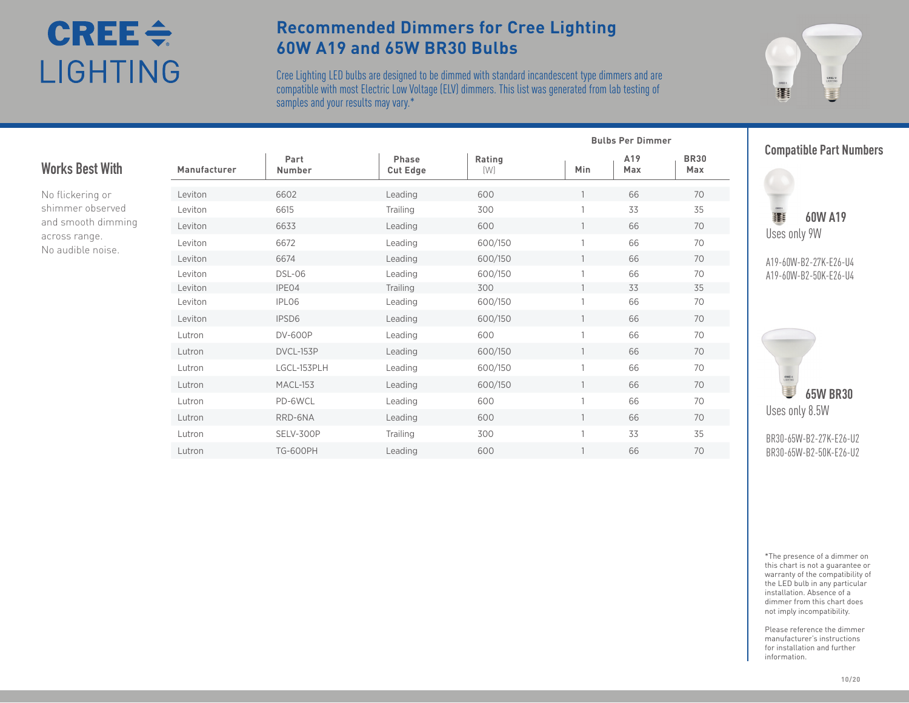# CREE LIGHTING

## Recommended Dimmers for Cree Lighting 60W A19 and 65W BR30 Bulbs

Cree Lighting LED bulbs are designed to be dimmed with standard incandescent type dimmers and are compatible with most Electric Low Voltage (ELV) dimmers. This list was generated from lab testing of samples and your results may vary.*

### Works Best With

No flickering or shimmer observed and smooth dimming across range. No audible noise.

| Manufacturer | Part Number | Phase Cut Edge | Rating (W) | Bulbs Per Dimmer Min | A19 Max | BR30 Max |
|---|---|---|---|---|---|---|
| Leviton | 6602 | Leading | 600 | 1 | 66 | 70 |
| Leviton | 6615 | Trailing | 300 | 1 | 33 | 35 |
| Leviton | 6633 | Leading | 600 | 1 | 66 | 70 |
| Leviton | 6672 | Leading | 600/150 | 1 | 66 | 70 |
| Leviton | 6674 | Leading | 600/150 | 1 | 66 | 70 |
| Leviton | DSL-06 | Leading | 600/150 | 1 | 66 | 70 |
| Leviton | IPE04 | Trailing | 300 | 1 | 33 | 35 |
| Leviton | IPL06 | Leading | 600/150 | 1 | 66 | 70 |
| Leviton | IPSD6 | Leading | 600/150 | 1 | 66 | 70 |
| Lutron | DV-600P | Leading | 600 | 1 | 66 | 70 |
| Lutron | DVCL-153P | Leading | 600/150 | 1 | 66 | 70 |
| Lutron | LGCL-153PLH | Leading | 600/150 | 1 | 66 | 70 |
| Lutron | MACL-153 | Leading | 600/150 | 1 | 66 | 70 |
| Lutron | PD-6WCL | Leading | 600 | 1 | 66 | 70 |
| Lutron | RRD-6NA | Leading | 600 | 1 | 66 | 70 |
| Lutron | SELV-300P | Trailing | 300 | 1 | 33 | 35 |
| Lutron | TG-600PH | Leading | 600 | 1 | 66 | 70 |

### Compatible Part Numbers

**60W A19**
Uses only 9W

A19-60W-B2-27K-E26-U4
A19-60W-B2-50K-E26-U4

**65W BR30**
Uses only 8.5W

BR30-65W-B2-27K-E26-U2
BR30-65W-B2-50K-E26-U2

*The presence of a dimmer on this chart is not a guarantee or warranty of the compatibility of the LED bulb in any particular installation. Absence of a dimmer from this chart does not imply incompatibility.

Please reference the dimmer manufacturer's instructions for installation and further information.

10/20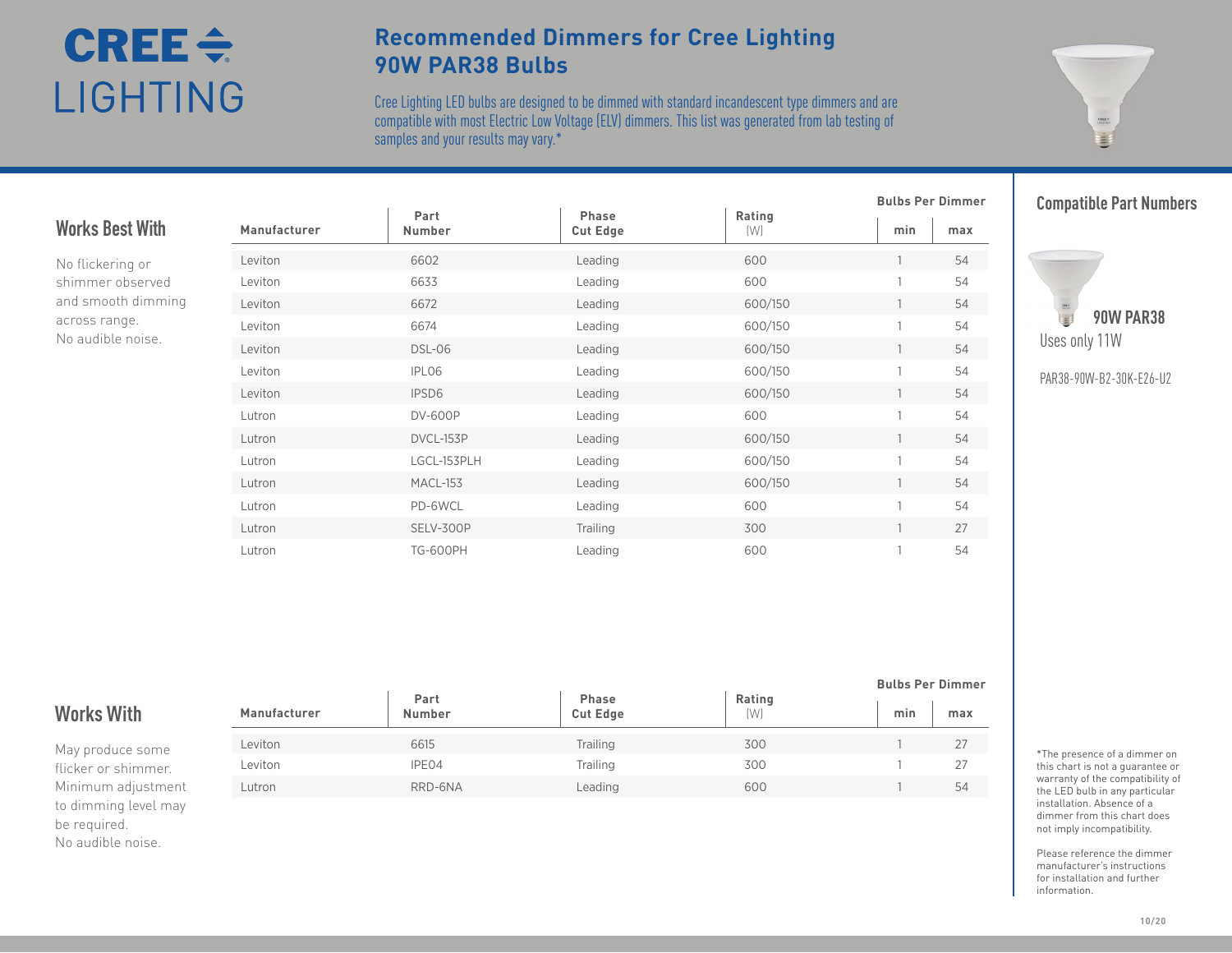# CREE LIGHTING

## Recommended Dimmers for Cree Lighting 90W PAR38 Bulbs

Cree Lighting LED bulbs are designed to be dimmed with standard incandescent type dimmers and are compatible with most Electric Low Voltage (ELV) dimmers. This list was generated from lab testing of samples and your results may vary.*

### Works Best With

No flickering or shimmer observed and smooth dimming across range. No audible noise.

| Manufacturer | Part Number | Phase Cut Edge | Rating (W) | Bulbs Per Dimmer min | Bulbs Per Dimmer max |
|---|---|---|---|---|---|
| Leviton | 6602 | Leading | 600 | 1 | 54 |
| Leviton | 6633 | Leading | 600 | 1 | 54 |
| Leviton | 6672 | Leading | 600/150 | 1 | 54 |
| Leviton | 6674 | Leading | 600/150 | 1 | 54 |
| Leviton | DSL-06 | Leading | 600/150 | 1 | 54 |
| Leviton | IPL06 | Leading | 600/150 | 1 | 54 |
| Leviton | IPSD6 | Leading | 600/150 | 1 | 54 |
| Lutron | DV-600P | Leading | 600 | 1 | 54 |
| Lutron | DVCL-153P | Leading | 600/150 | 1 | 54 |
| Lutron | LGCL-153PLH | Leading | 600/150 | 1 | 54 |
| Lutron | MACL-153 | Leading | 600/150 | 1 | 54 |
| Lutron | PD-6WCL | Leading | 600 | 1 | 54 |
| Lutron | SELV-300P | Trailing | 300 | 1 | 27 |
| Lutron | TG-600PH | Leading | 600 | 1 | 54 |

### Works With

May produce some flicker or shimmer. Minimum adjustment to dimming level may be required. No audible noise.

| Manufacturer | Part Number | Phase Cut Edge | Rating (W) | Bulbs Per Dimmer min | Bulbs Per Dimmer max |
|---|---|---|---|---|---|
| Leviton | 6615 | Trailing | 300 | 1 | 27 |
| Leviton | IPE04 | Trailing | 300 | 1 | 27 |
| Lutron | RRD-6NA | Leading | 600 | 1 | 54 |

### Compatible Part Numbers

**90W PAR38**
Uses only 11W

PAR38-90W-B2-30K-E26-U2

*The presence of a dimmer on this chart is not a guarantee or warranty of the compatibility of the LED bulb in any particular installation. Absence of a dimmer from this chart does not imply incompatibility.

Please reference the dimmer manufacturer's instructions for installation and further information.

10/20